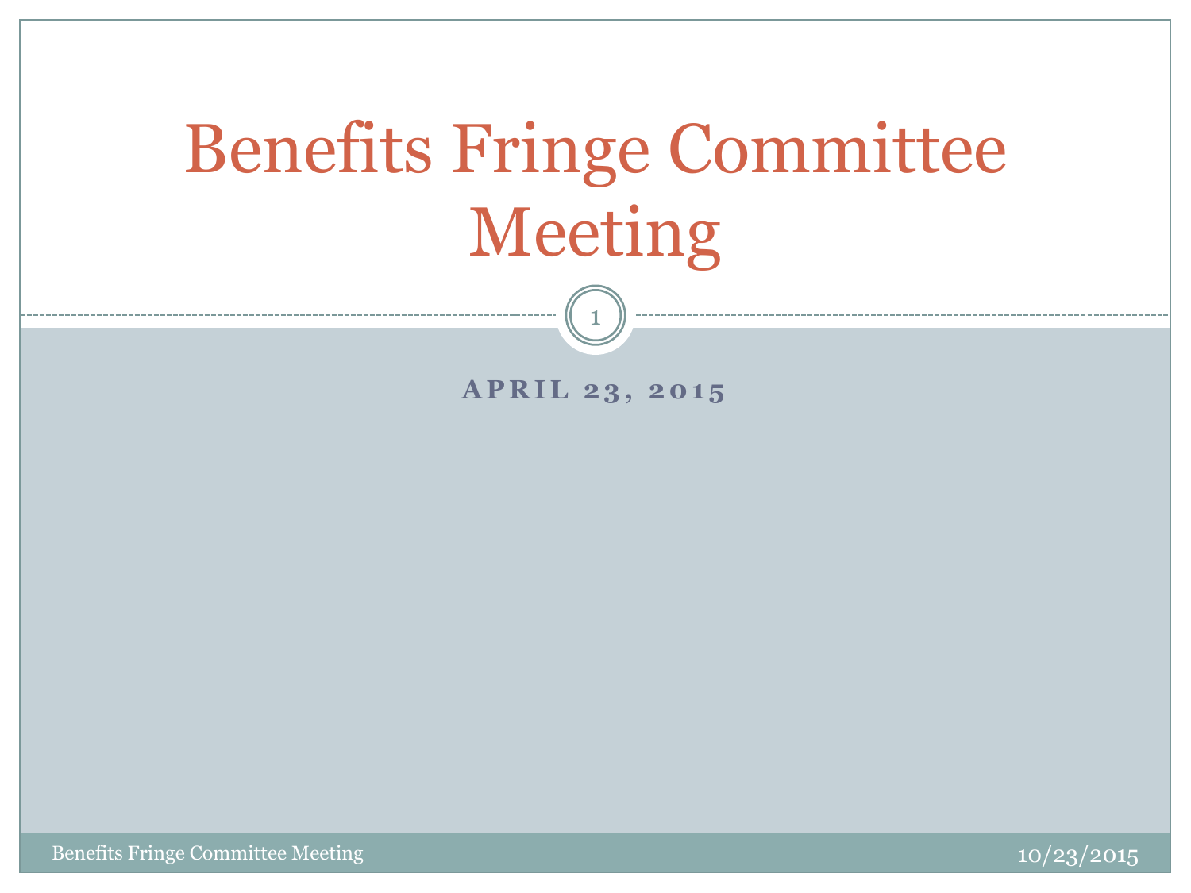# Benefits Fringe Committee Meeting

**APRIL 23, 2015**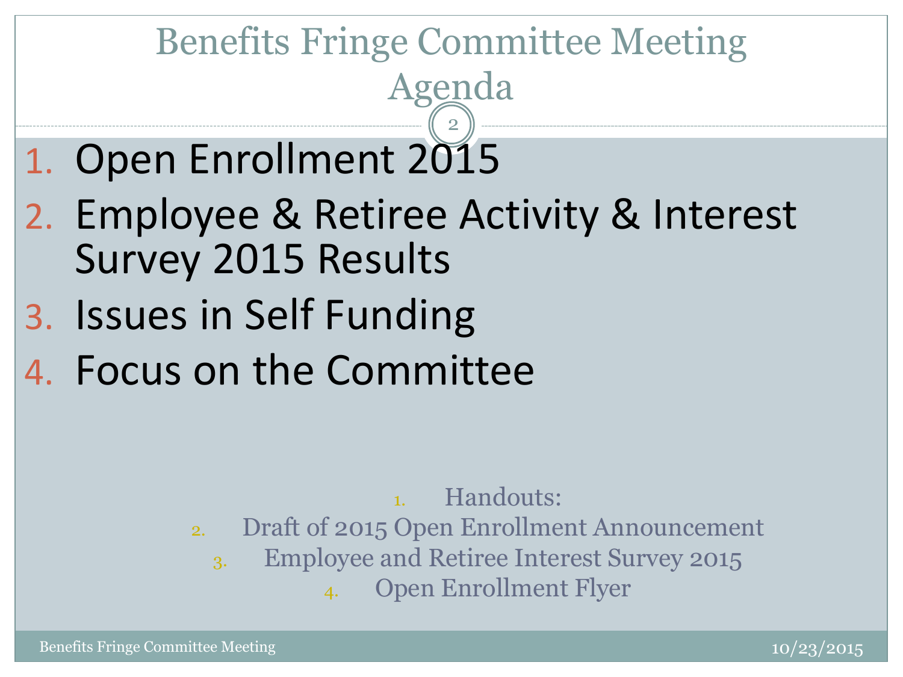# Benefits Fringe Committee Meeting Agenda

1. Open Enrollment 2015
2. Employee & Retiree Activity & Interest Survey 2015 Results
3. Issues in Self Funding
4. Focus on the Committee

1. Handouts:
2. Draft of 2015 Open Enrollment Announcement
3. Employee and Retiree Interest Survey 2015
4. Open Enrollment Flyer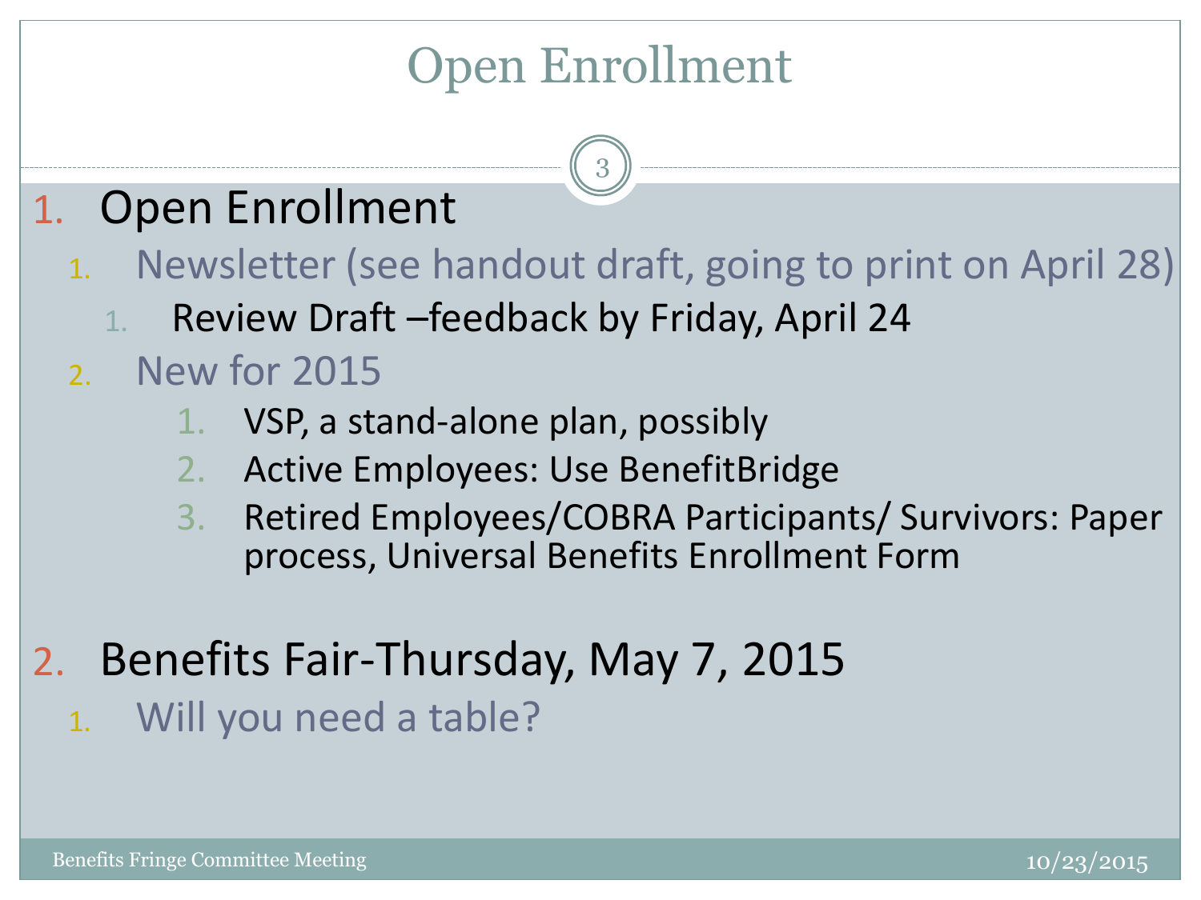# Open Enrollment

1. Open Enrollment
   1. Newsletter (see handout draft, going to print on April 28)
      1. Review Draft –feedback by Friday, April 24
   2. New for 2015
      1. VSP, a stand-alone plan, possibly
      2. Active Employees: Use BenefitBridge
      3. Retired Employees/COBRA Participants/ Survivors: Paper process, Universal Benefits Enrollment Form
2. Benefits Fair-Thursday, May 7, 2015
   1. Will you need a table?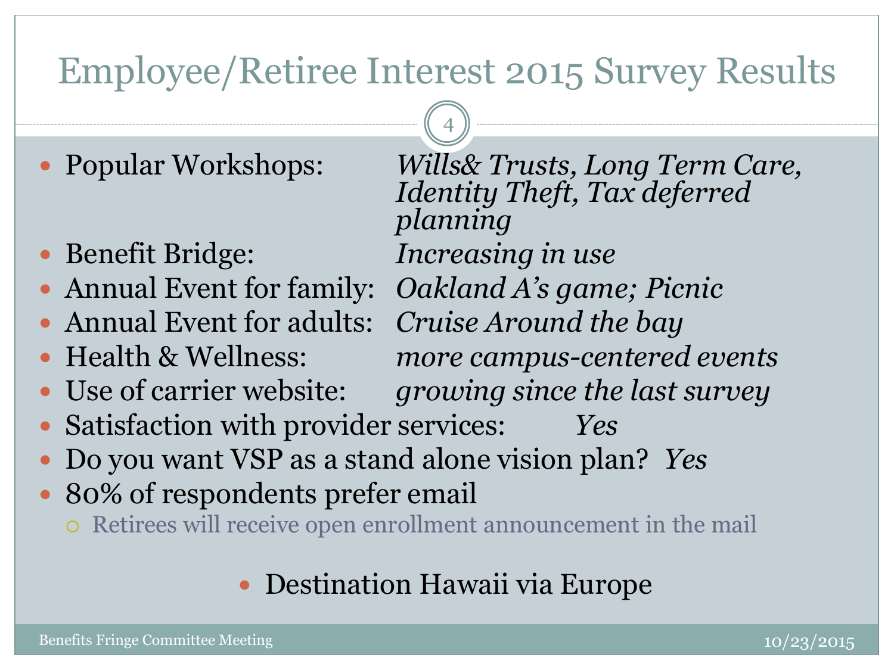# Employee/Retiree Interest 2015 Survey Results

- Popular Workshops: *Wills& Trusts, Long Term Care, Identity Theft, Tax deferred planning*
- Benefit Bridge: *Increasing in use*
- Annual Event for family: *Oakland A's game; Picnic*
- Annual Event for adults: *Cruise Around the bay*
- Health & Wellness: *more campus-centered events*
- Use of carrier website: *growing since the last survey*
- Satisfaction with provider services: *Yes*
- Do you want VSP as a stand alone vision plan? *Yes*
- 80% of respondents prefer email
  - Retirees will receive open enrollment announcement in the mail

- Destination Hawaii via Europe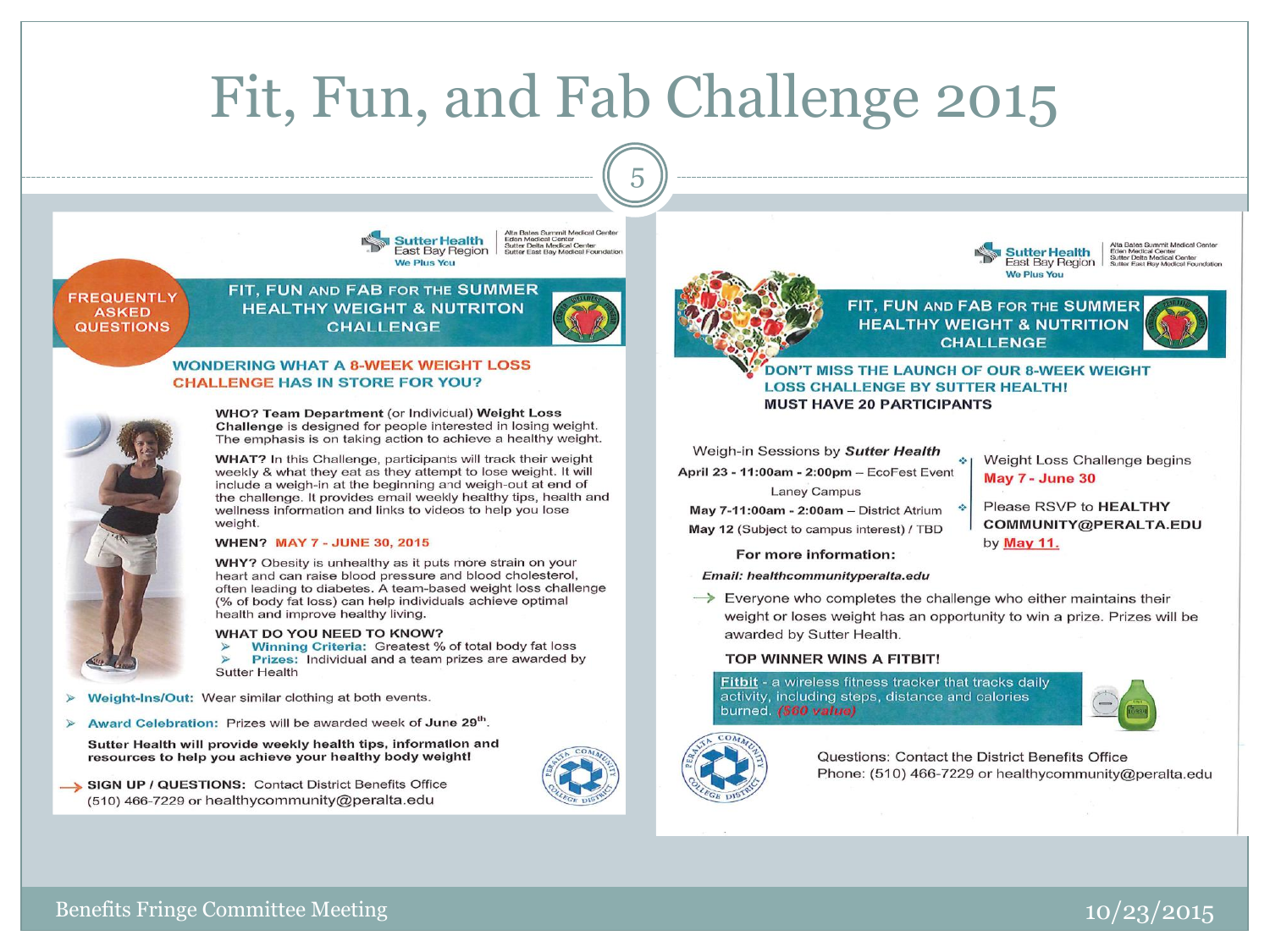# Fit, Fun, and Fab Challenge 2015

Sutter Health East Bay Region — We Plus You
Alta Bates Summit Medical Center, Eden Medical Center, Sutter Delta Medical Center, Sutter East Bay Medical Foundation

**FREQUENTLY ASKED QUESTIONS**

## FIT, FUN AND FAB FOR THE SUMMER HEALTHY WEIGHT & NUTRITON CHALLENGE

### WONDERING WHAT A 8-WEEK WEIGHT LOSS CHALLENGE HAS IN STORE FOR YOU?

**WHO? Team Department** (or Individual) **Weight Loss Challenge** is designed for people interested in losing weight. The emphasis is on taking action to achieve a healthy weight.

**WHAT?** In this Challenge, participants will track their weight weekly & what they eat as they attempt to lose weight. It will include a weigh-in at the beginning and weigh-out at end of the challenge. It provides email weekly healthy tips, health and wellness information and links to videos to help you lose weight.

**WHEN?** MAY 7 - JUNE 30, 2015

**WHY?** Obesity is unhealthy as it puts more strain on your heart and can raise blood pressure and blood cholesterol, often leading to diabetes. A team-based weight loss challenge (% of body fat loss) can help individuals achieve optimal health and improve healthy living.

**WHAT DO YOU NEED TO KNOW?**

- **Winning Criteria:** Greatest % of total body fat loss
- **Prizes:** Individual and a team prizes are awarded by Sutter Health

- **Weight-Ins/Out:** Wear similar clothing at both events.
- **Award Celebration:** Prizes will be awarded week of June 29th.

**Sutter Health will provide weekly health tips, information and resources to help you achieve your healthy body weight!**

→ **SIGN UP / QUESTIONS:** Contact District Benefits Office (510) 466-7229 or healthycommunity@peralta.edu

---

Sutter Health East Bay Region — We Plus You
Alta Bates Summit Medical Center, Eden Medical Center, Sutter Delta Medical Center, Sutter East Bay Medical Foundation

## FIT, FUN AND FAB FOR THE SUMMER HEALTHY WEIGHT & NUTRITION CHALLENGE

### DON'T MISS THE LAUNCH OF OUR 8-WEEK WEIGHT LOSS CHALLENGE BY SUTTER HEALTH!

**MUST HAVE 20 PARTICIPANTS**

Weigh-in Sessions by ***Sutter Health***

**April 23 - 11:00am - 2:00pm** – EcoFest Event Laney Campus

**May 7-11:00am - 2:00am** – District Atrium

**May 12** (Subject to campus interest) / TBD

- Weight Loss Challenge begins **May 7 - June 30**
- Please RSVP to **HEALTHY COMMUNITY@PERALTA.EDU** by **May 11.**

**For more information:**

***Email: healthcommunityperalta.edu***

→ Everyone who completes the challenge who either maintains their weight or loses weight has an opportunity to win a prize. Prizes will be awarded by Sutter Health.

**TOP WINNER WINS A FITBIT!**

Fitbit - a wireless fitness tracker that tracks daily activity, including steps, distance and calories burned. ($60 value)

Questions: Contact the District Benefits Office
Phone: (510) 466-7229 or healthycommunity@peralta.edu

Benefits Fringe Committee Meeting — 10/23/2015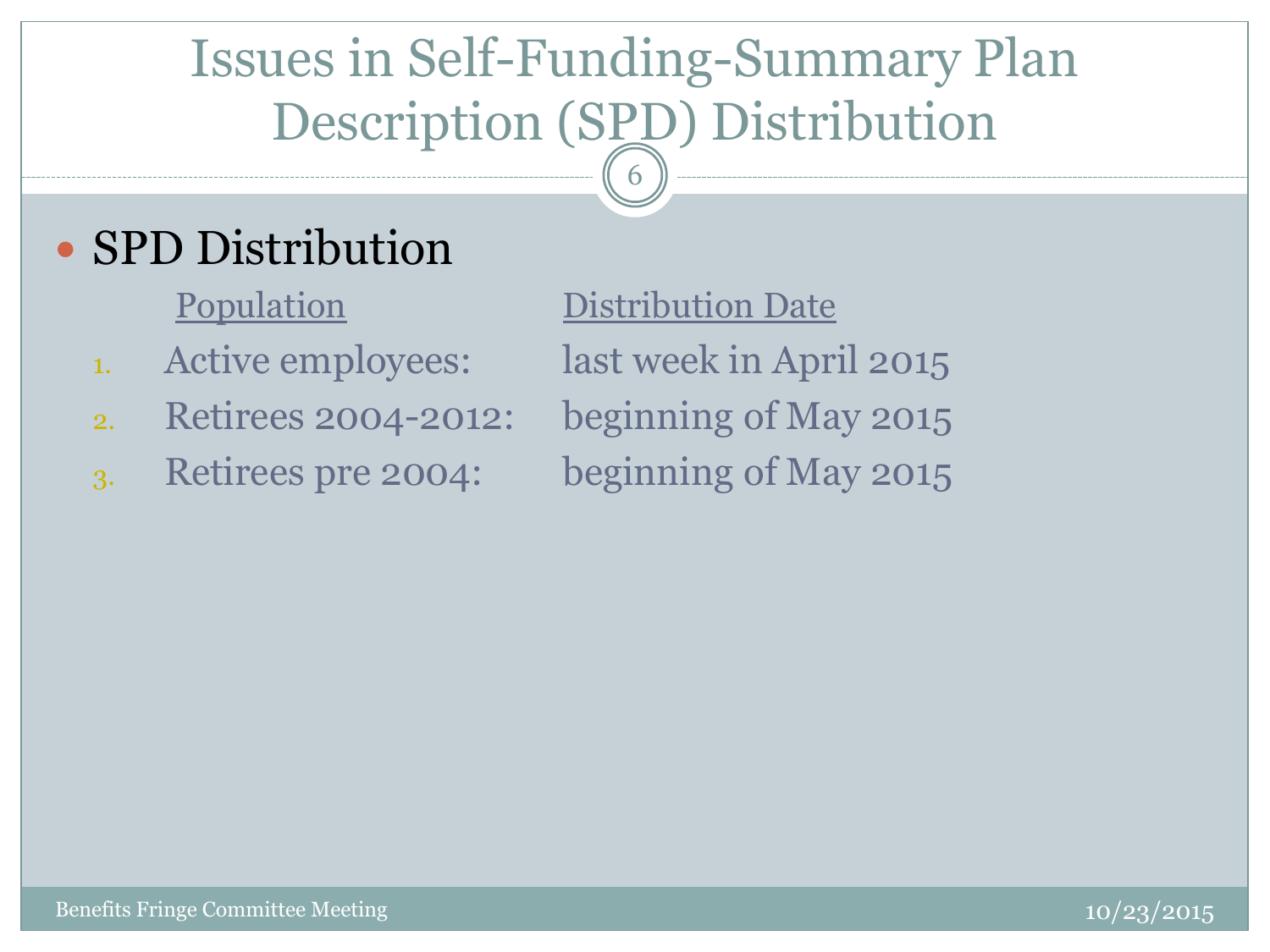# Issues in Self-Funding-Summary Plan Description (SPD) Distribution

- SPD Distribution

| | Population | Distribution Date |
|---|---|---|
| 1. | Active employees: | last week in April 2015 |
| 2. | Retirees 2004-2012: | beginning of May 2015 |
| 3. | Retirees pre 2004: | beginning of May 2015 |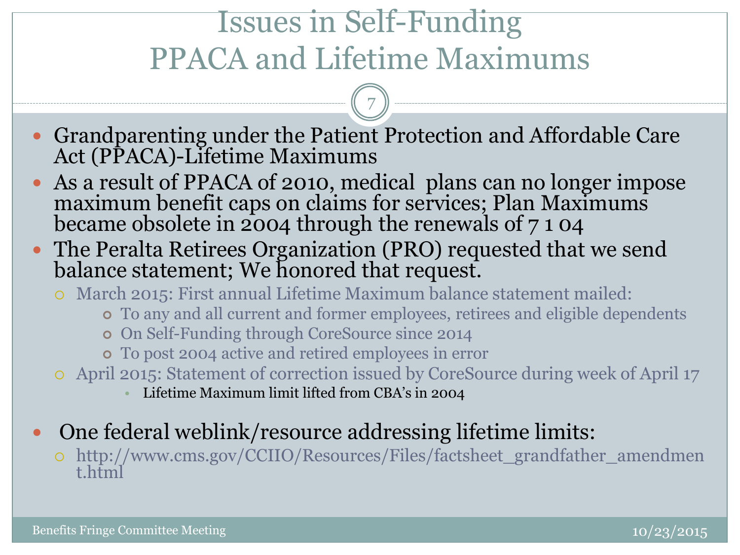# Issues in Self-Funding PPACA and Lifetime Maximums

- Grandparenting under the Patient Protection and Affordable Care Act (PPACA)-Lifetime Maximums
- As a result of PPACA of 2010, medical plans can no longer impose maximum benefit caps on claims for services; Plan Maximums became obsolete in 2004 through the renewals of 7 1 04
- The Peralta Retirees Organization (PRO) requested that we send balance statement; We honored that request.
  - March 2015: First annual Lifetime Maximum balance statement mailed:
    - To any and all current and former employees, retirees and eligible dependents
    - On Self-Funding through CoreSource since 2014
    - To post 2004 active and retired employees in error
  - April 2015: Statement of correction issued by CoreSource during week of April 17
    - Lifetime Maximum limit lifted from CBA's in 2004

- One federal weblink/resource addressing lifetime limits:
  - http://www.cms.gov/CCIIO/Resources/Files/factsheet_grandfather_amendment.html

Benefits Fringe Committee Meeting 10/23/2015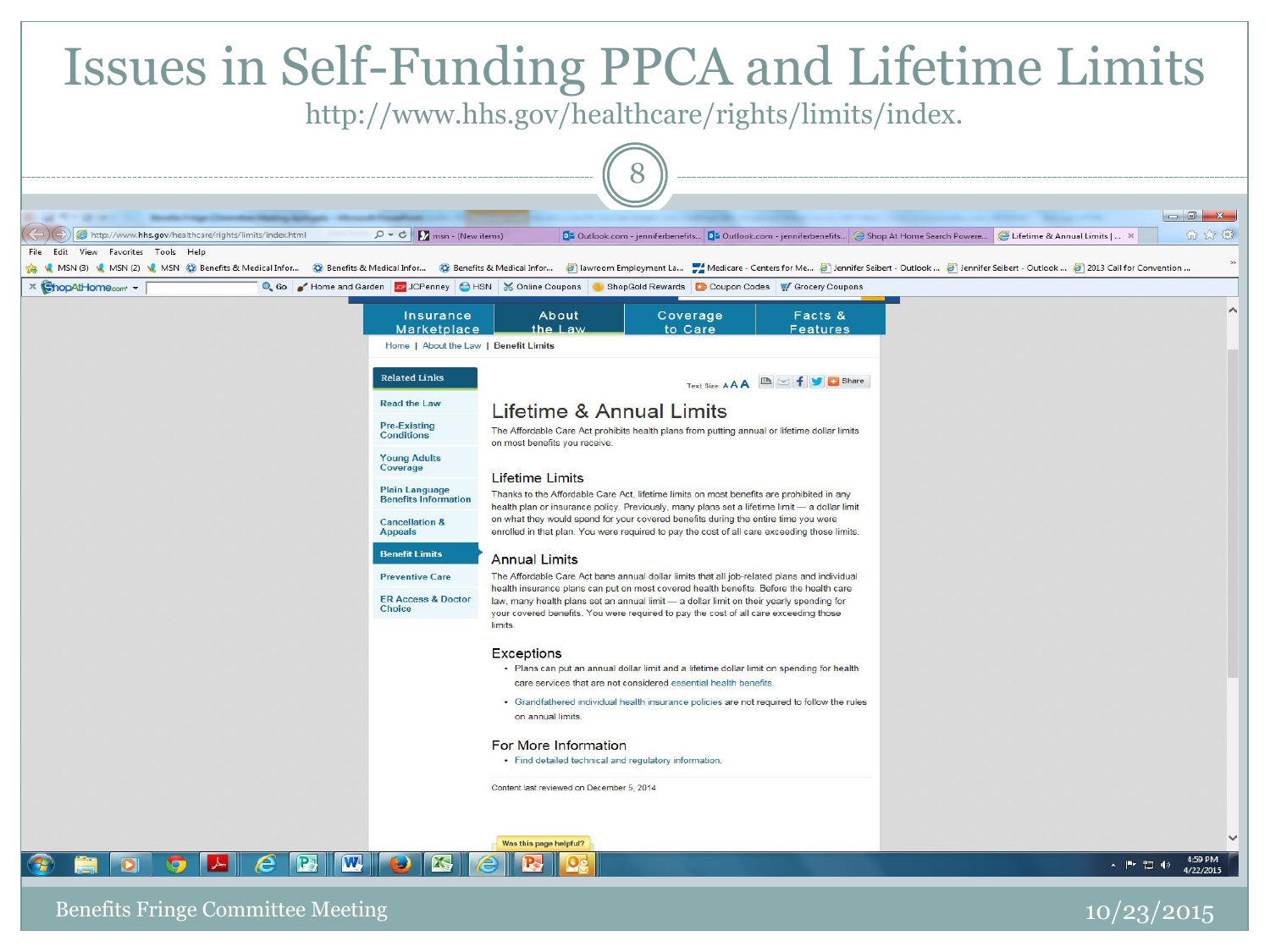# Issues in Self-Funding PPCA and Lifetime Limits

http://www.hhs.gov/healthcare/rights/limits/index.

## Lifetime & Annual Limits

The Affordable Care Act prohibits health plans from putting annual or lifetime dollar limits on most benefits you receive.

### Lifetime Limits

Thanks to the Affordable Care Act, lifetime limits on most benefits are prohibited in any health plan or insurance policy. Previously, many plans set a lifetime limit — a dollar limit on what they would spend for your covered benefits during the entire time you were enrolled in that plan. You were required to pay the cost of all care exceeding those limits.

### Annual Limits

The Affordable Care Act bans annual dollar limits that all job-related plans and individual health insurance plans can put on most covered health benefits. Before the health care law, many health plans set an annual limit — a dollar limit on their yearly spending for your covered benefits. You were required to pay the cost of all care exceeding those limits.

### Exceptions

- Plans can put an annual dollar limit and a lifetime dollar limit on spending for health care services that are not considered essential health benefits.
- Grandfathered individual health insurance policies are not required to follow the rules on annual limits.

### For More Information

- Find detailed technical and regulatory information.

Content last reviewed on December 5, 2014

Benefits Fringe Committee Meeting 10/23/2015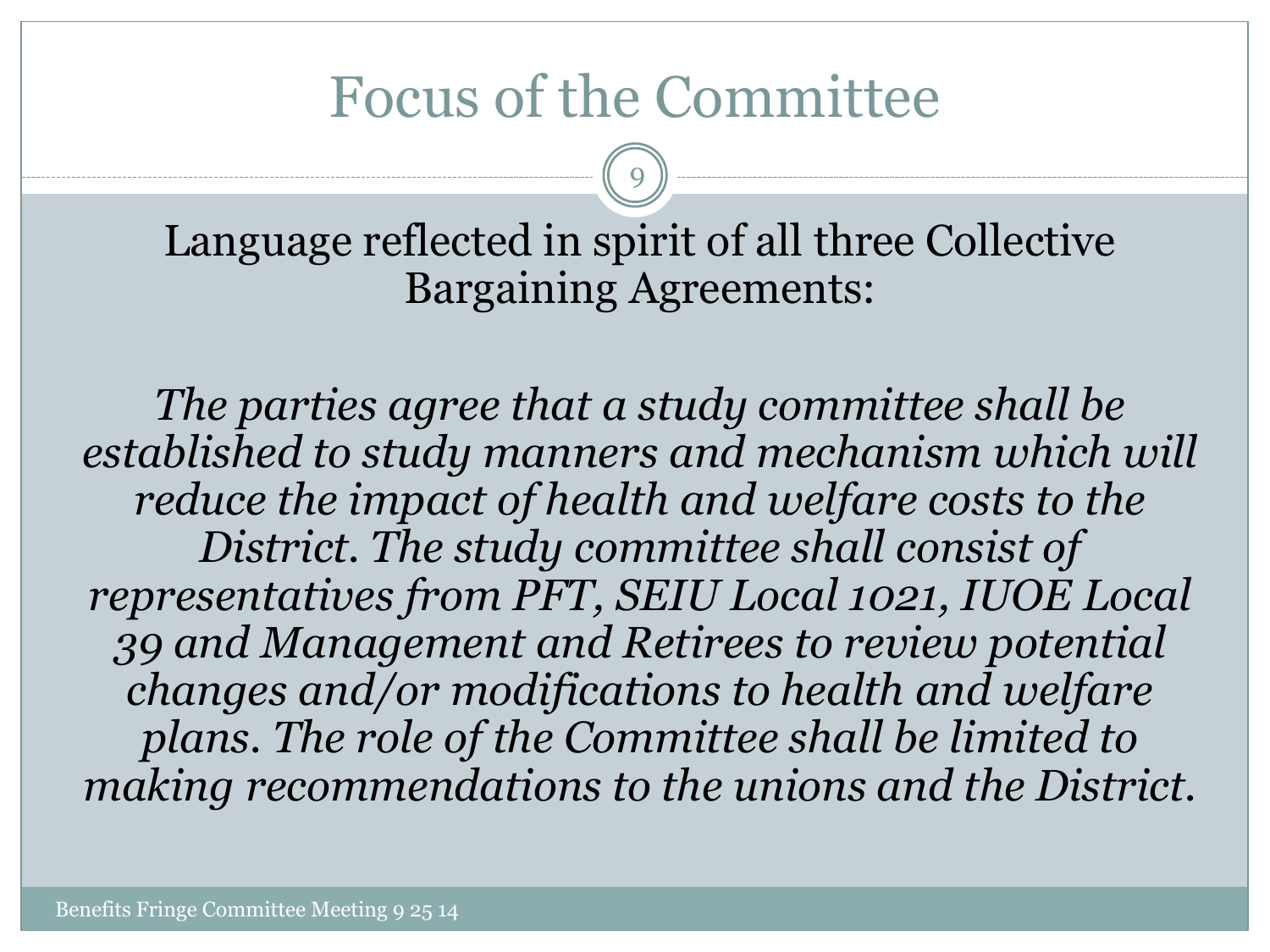# Focus of the Committee

Language reflected in spirit of all three Collective Bargaining Agreements:

*The parties agree that a study committee shall be established to study manners and mechanism which will reduce the impact of health and welfare costs to the District. The study committee shall consist of representatives from PFT, SEIU Local 1021, IUOE Local 39 and Management and Retirees to review potential changes and/or modifications to health and welfare plans. The role of the Committee shall be limited to making recommendations to the unions and the District.*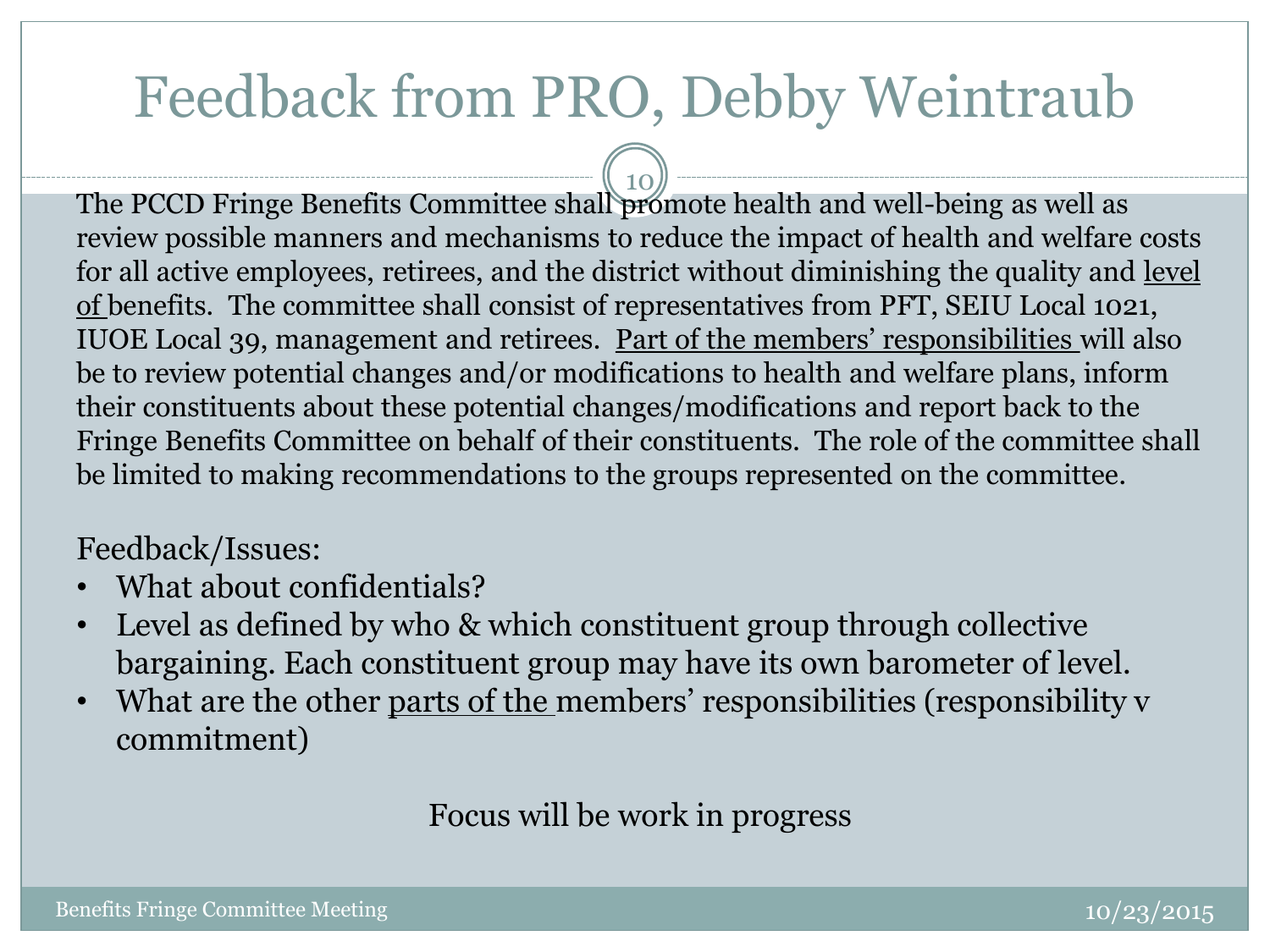# Feedback from PRO, Debby Weintraub

The PCCD Fringe Benefits Committee shall promote health and well-being as well as review possible manners and mechanisms to reduce the impact of health and welfare costs for all active employees, retirees, and the district without diminishing the quality and <u>level of</u> benefits. The committee shall consist of representatives from PFT, SEIU Local 1021, IUOE Local 39, management and retirees. <u>Part of the members' responsibilities</u> will also be to review potential changes and/or modifications to health and welfare plans, inform their constituents about these potential changes/modifications and report back to the Fringe Benefits Committee on behalf of their constituents. The role of the committee shall be limited to making recommendations to the groups represented on the committee.

Feedback/Issues:

- What about confidentials?
- Level as defined by who & which constituent group through collective bargaining. Each constituent group may have its own barometer of level.
- What are the other <u>parts of the</u> members' responsibilities (responsibility v commitment)

Focus will be work in progress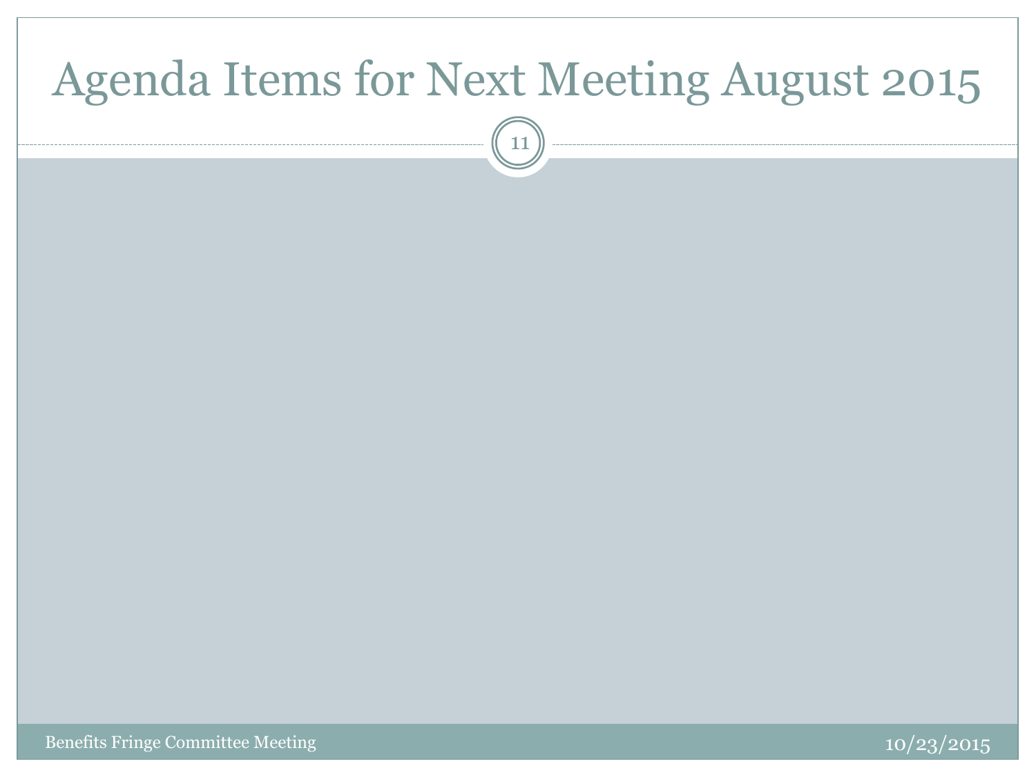# Agenda Items for Next Meeting August 2015